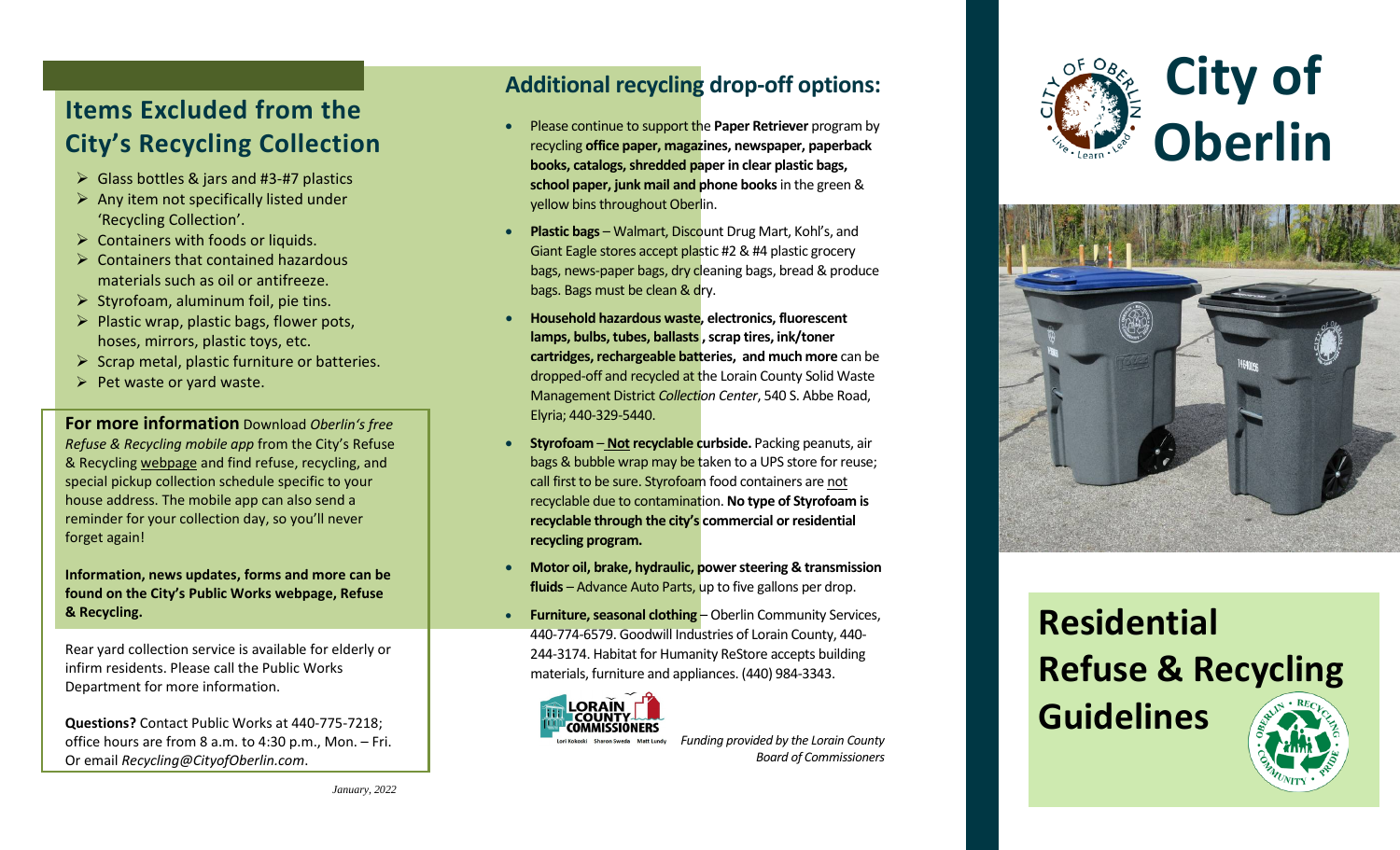## Items Excluded from the City's Recycling Collection

- Glass bottles & jars and #3-#7 plastics
- Any item not specifically listed under 'Recycling Collection'.
- Containers with foods or liquids.
- Containers that contained hazardous materials such as oil or antifreeze.
- Styrofoam, aluminum foil, pie tins.
- Plastic wrap, plastic bags, flower pots, hoses, mirrors, plastic toys, etc.
- Scrap metal, plastic furniture or batteries.
- Pet waste or yard waste.

**For more information** Download *Oberlin's free Refuse & Recycling mobile app* from the City's Refuse & Recycling webpage and find refuse, recycling, and special pickup collection schedule specific to your house address. The mobile app can also send a reminder for your collection day, so you'll never forget again!

**Information, news updates, forms and more can be found on the City's Public Works webpage, Refuse & Recycling.**

Rear yard collection service is available for elderly or infirm residents. Please call the Public Works Department for more information.

**Questions?** Contact Public Works at 440-775-7218; office hours are from 8 a.m. to 4:30 p.m., Mon. – Fri. Or email *Recycling@CityofOberlin.com*.

*January, 2022*

## Additional recycling drop-off options:

- Please continue to support the **Paper Retriever** program by recycling **office paper, magazines, newspaper, paperback books, catalogs, shredded paper in clear plastic bags, school paper, junk mail and phone books** in the green & yellow bins throughout Oberlin.
- **Plastic bags** – Walmart, Discount Drug Mart, Kohl's, and Giant Eagle stores accept plastic #2 & #4 plastic grocery bags, news-paper bags, dry cleaning bags, bread & produce bags. Bags must be clean & dry.
- **Household hazardous waste, electronics, fluorescent lamps, bulbs, tubes, ballasts , scrap tires, ink/toner cartridges, rechargeable batteries, and much more** can be dropped-off and recycled at the Lorain County Solid Waste Management District *Collection Center*, 540 S. Abbe Road, Elyria; 440-329-5440.
- **Styrofoam** – **Not recyclable curbside.** Packing peanuts, air bags & bubble wrap may be taken to a UPS store for reuse; call first to be sure. Styrofoam food containers are not recyclable due to contamination. **No type of Styrofoam is recyclable through the city's commercial or residential recycling program.**
- **Motor oil, brake, hydraulic, power steering & transmission fluids** – Advance Auto Parts, up to five gallons per drop.
- **Furniture, seasonal clothing** – Oberlin Community Services, 440-774-6579. Goodwill Industries of Lorain County, 440-244-3174. Habitat for Humanity ReStore accepts building materials, furniture and appliances. (440) 984-3343.

LORAIN COUNTY COMMISSIONERS
Lori Kokoski Sharon Sweda Matt Lundy

*Funding provided by the Lorain County Board of Commissioners*

# City of Oberlin

# Residential Refuse & Recycling Guidelines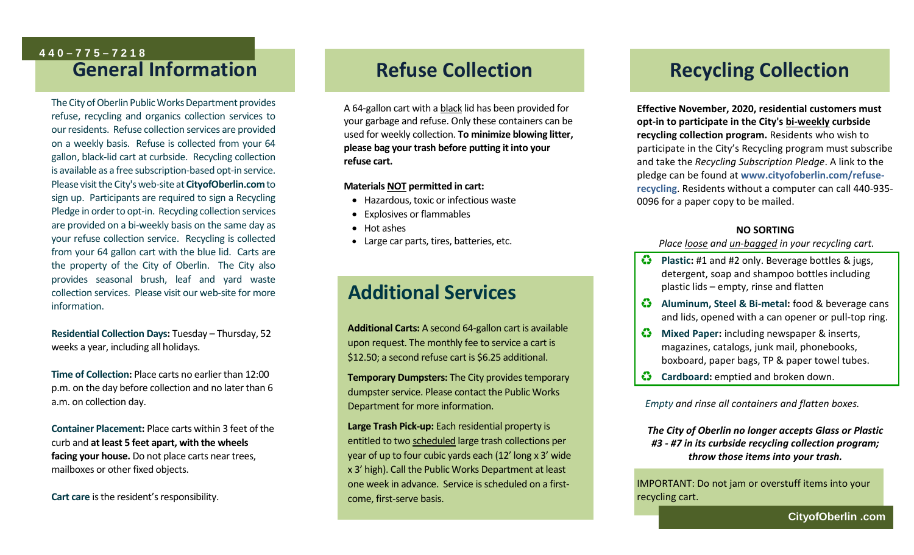4 4 0 – 7 7 5 – 7 2 1 8

## General Information

The City of Oberlin Public Works Department provides refuse, recycling and organics collection services to our residents. Refuse collection services are provided on a weekly basis. Refuse is collected from your 64 gallon, black-lid cart at curbside. Recycling collection is available as a free subscription-based opt-in service. Please visit the City's web-site at **CityofOberlin.com** to sign up. Participants are required to sign a Recycling Pledge in order to opt-in. Recycling collection services are provided on a bi-weekly basis on the same day as your refuse collection service. Recycling is collected from your 64 gallon cart with the blue lid. Carts are the property of the City of Oberlin. The City also provides seasonal brush, leaf and yard waste collection services. Please visit our web-site for more information.

**Residential Collection Days:** Tuesday – Thursday, 52 weeks a year, including all holidays.

**Time of Collection:** Place carts no earlier than 12:00 p.m. on the day before collection and no later than 6 a.m. on collection day.

**Container Placement:** Place carts within 3 feet of the curb and **at least 5 feet apart, with the wheels facing your house.** Do not place carts near trees, mailboxes or other fixed objects.

**Cart care** is the resident's responsibility.

## Refuse Collection

A 64-gallon cart with a black lid has been provided for your garbage and refuse. Only these containers can be used for weekly collection. **To minimize blowing litter, please bag your trash before putting it into your refuse cart.**

**Materials NOT permitted in cart:**

- Hazardous, toxic or infectious waste
- Explosives or flammables
- Hot ashes
- Large car parts, tires, batteries, etc.

## Additional Services

**Additional Carts:** A second 64-gallon cart is available upon request. The monthly fee to service a cart is $12.50; a second refuse cart is $6.25 additional.

**Temporary Dumpsters:** The City provides temporary dumpster service. Please contact the Public Works Department for more information.

**Large Trash Pick-up:** Each residential property is entitled to two scheduled large trash collections per year of up to four cubic yards each (12' long x 3' wide x 3' high). Call the Public Works Department at least one week in advance. Service is scheduled on a first-come, first-serve basis.

## Recycling Collection

**Effective November, 2020, residential customers must opt-in to participate in the City's bi-weekly curbside recycling collection program.** Residents who wish to participate in the City's Recycling program must subscribe and take the *Recycling Subscription Pledge*. A link to the pledge can be found at **www.cityofoberlin.com/refuse-recycling**. Residents without a computer can call 440-935-0096 for a paper copy to be mailed.

**NO SORTING**

*Place loose and un-bagged in your recycling cart.*

- ♻ **Plastic:** #1 and #2 only. Beverage bottles & jugs, detergent, soap and shampoo bottles including plastic lids – empty, rinse and flatten
- ♻ **Aluminum, Steel & Bi-metal:** food & beverage cans and lids, opened with a can opener or pull-top ring.
- ♻ **Mixed Paper:** including newspaper & inserts, magazines, catalogs, junk mail, phonebooks, boxboard, paper bags, TP & paper towel tubes.
- ♻ **Cardboard:** emptied and broken down.

*Empty and rinse all containers and flatten boxes.*

***The City of Oberlin no longer accepts Glass or Plastic #3 - #7 in its curbside recycling collection program; throw those items into your trash.***

IMPORTANT: Do not jam or overstuff items into your recycling cart.

CityofOberlin .com